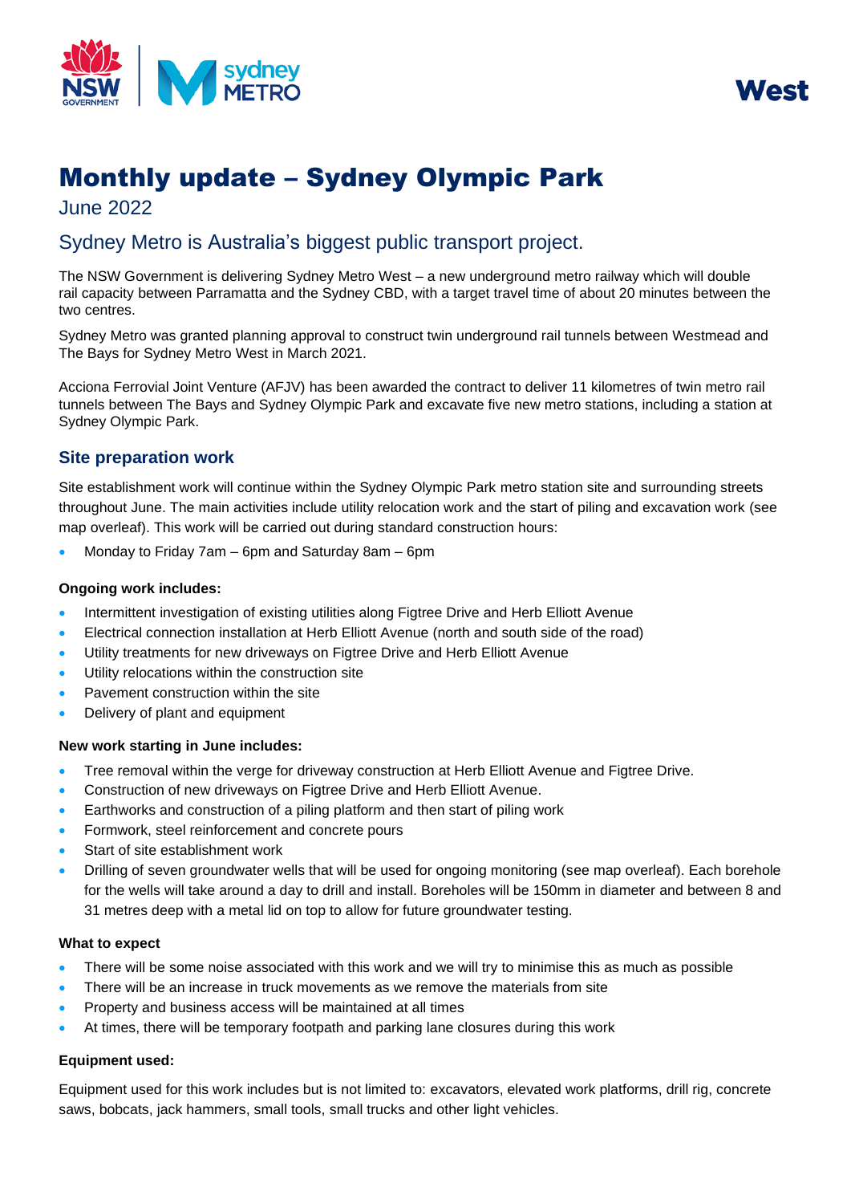West

# Monthly update – Sydney Olympic Park

June 2022

## Sydney Metro is Australia's biggest public transport project.

The NSW Government is delivering Sydney Metro West – a new underground metro railway which will double rail capacity between Parramatta and the Sydney CBD, with a target travel time of about 20 minutes between the two centres.

Sydney Metro was granted planning approval to construct twin underground rail tunnels between Westmead and The Bays for Sydney Metro West in March 2021.

Acciona Ferrovial Joint Venture (AFJV) has been awarded the contract to deliver 11 kilometres of twin metro rail tunnels between The Bays and Sydney Olympic Park and excavate five new metro stations, including a station at Sydney Olympic Park.

### Site preparation work

Site establishment work will continue within the Sydney Olympic Park metro station site and surrounding streets throughout June. The main activities include utility relocation work and the start of piling and excavation work (see map overleaf). This work will be carried out during standard construction hours:

- Monday to Friday 7am – 6pm and Saturday 8am – 6pm

**Ongoing work includes:**

- Intermittent investigation of existing utilities along Figtree Drive and Herb Elliott Avenue
- Electrical connection installation at Herb Elliott Avenue (north and south side of the road)
- Utility treatments for new driveways on Figtree Drive and Herb Elliott Avenue
- Utility relocations within the construction site
- Pavement construction within the site
- Delivery of plant and equipment

**New work starting in June includes:**

- Tree removal within the verge for driveway construction at Herb Elliott Avenue and Figtree Drive.
- Construction of new driveways on Figtree Drive and Herb Elliott Avenue.
- Earthworks and construction of a piling platform and then start of piling work
- Formwork, steel reinforcement and concrete pours
- Start of site establishment work
- Drilling of seven groundwater wells that will be used for ongoing monitoring (see map overleaf). Each borehole for the wells will take around a day to drill and install. Boreholes will be 150mm in diameter and between 8 and 31 metres deep with a metal lid on top to allow for future groundwater testing.

**What to expect**

- There will be some noise associated with this work and we will try to minimise this as much as possible
- There will be an increase in truck movements as we remove the materials from site
- Property and business access will be maintained at all times
- At times, there will be temporary footpath and parking lane closures during this work

**Equipment used:**

Equipment used for this work includes but is not limited to: excavators, elevated work platforms, drill rig, concrete saws, bobcats, jack hammers, small tools, small trucks and other light vehicles.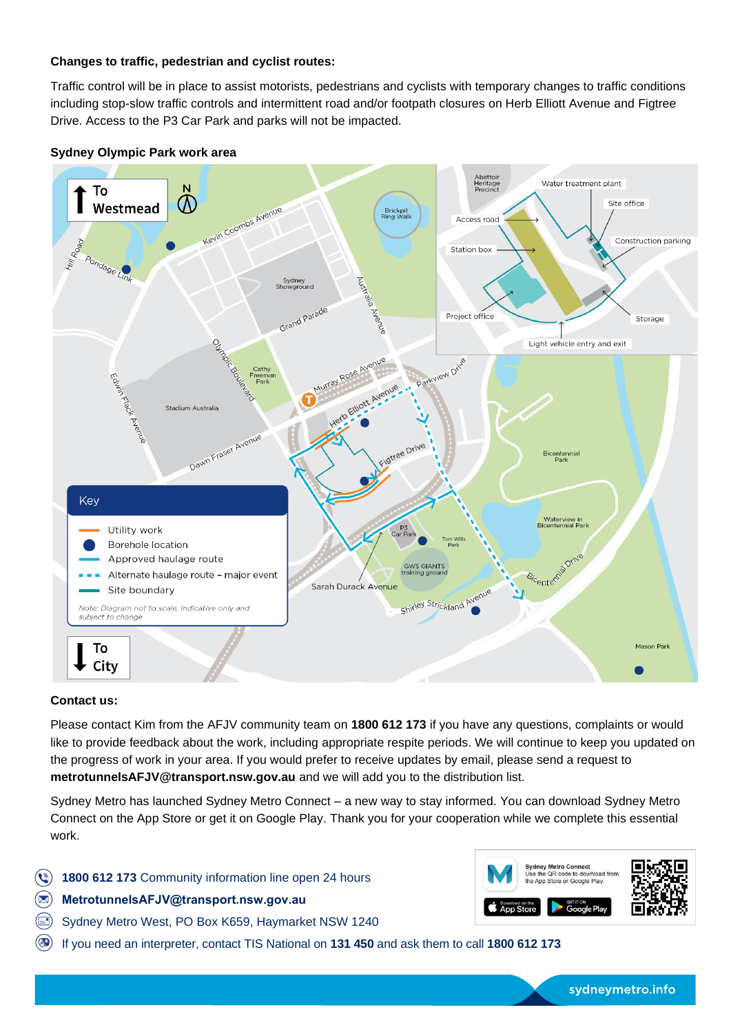**Changes to traffic, pedestrian and cyclist routes:**

Traffic control will be in place to assist motorists, pedestrians and cyclists with temporary changes to traffic conditions including stop-slow traffic controls and intermittent road and/or footpath closures on Herb Elliott Avenue and Figtree Drive. Access to the P3 Car Park and parks will not be impacted.

**Sydney Olympic Park work area**

To Westmead

N

Kevin Coombs Avenue

Hill Road

Pondage Link

Brickpit Ring Walk

Sydney Showground

Grand Parade

Australia Avenue

Abattoir Heritage Precinct

Water treatment plant

Site office

Access road

Construction parking

Station box

Project office

Storage

Light vehicle entry and exit

Olympic Boulevard

Cathy Freeman Park

Murray Rose Avenue

Parkview Drive

Edwin Flack Avenue

Stadium Australia

Herb Elliott Avenue

Dawn Fraser Avenue

Figtree Drive

Bicentennial Park

Key

- Utility work
- Borehole location
- Approved haulage route
- Alternate haulage route – major event
- Site boundary

*Note: Diagram not to scale, indicative only and subject to change*

P3 Car Park

Tom Wills Park

Waterview in Bicentennial Park

GWS GIANTS training ground

Sarah Durack Avenue

Bicentennial Drive

Shirley Strickland Avenue

To City

Mason Park

**Contact us:**

Please contact Kim from the AFJV community team on **1800 612 173** if you have any questions, complaints or would like to provide feedback about the work, including appropriate respite periods. We will continue to keep you updated on the progress of work in your area. If you would prefer to receive updates by email, please send a request to **metrotunnelsAFJV@transport.nsw.gov.au** and we will add you to the distribution list.

Sydney Metro has launched Sydney Metro Connect – a new way to stay informed. You can download Sydney Metro Connect on the App Store or get it on Google Play. Thank you for your cooperation while we complete this essential work.

**1800 612 173** Community information line open 24 hours

**MetrotunnelsAFJV@transport.nsw.gov.au**

Sydney Metro West, PO Box K659, Haymarket NSW 1240

If you need an interpreter, contact TIS National on **131 450** and ask them to call **1800 612 173**

Sydney Metro Connect
Use the QR code to download from the App Store or Google Play.

Download on the App Store

GET IT ON Google Play

sydneymetro.info